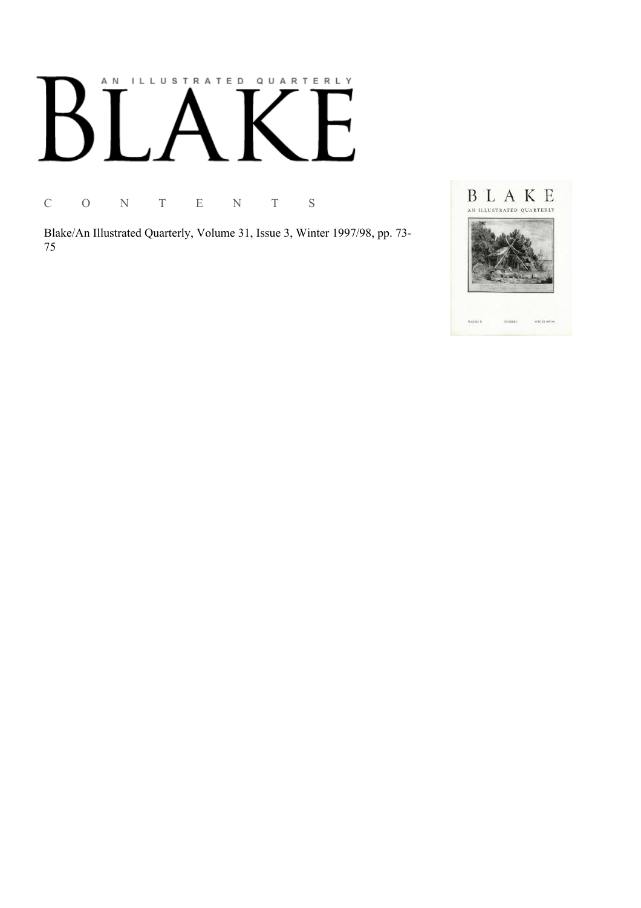# BLAKE

AN ILLUSTRATED QUARTERLY

C O N T E N T S

Blake/An Illustrated Quarterly, Volume 31, Issue 3, Winter 1997/98, pp. 73-75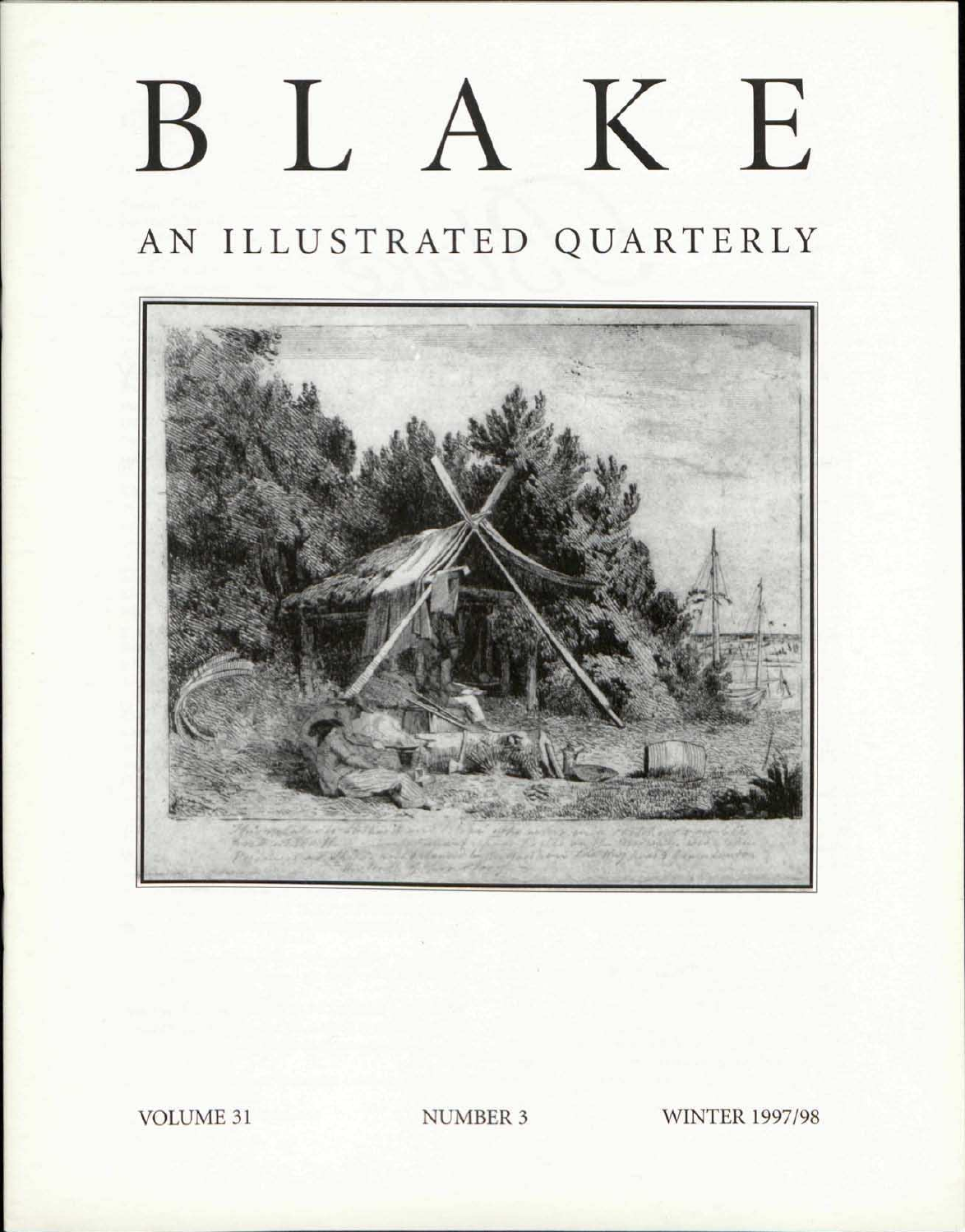# B L A K E

## AN ILLUSTRATED QUARTERLY

VOLUME 31 NUMBER 3 WINTER 1997/98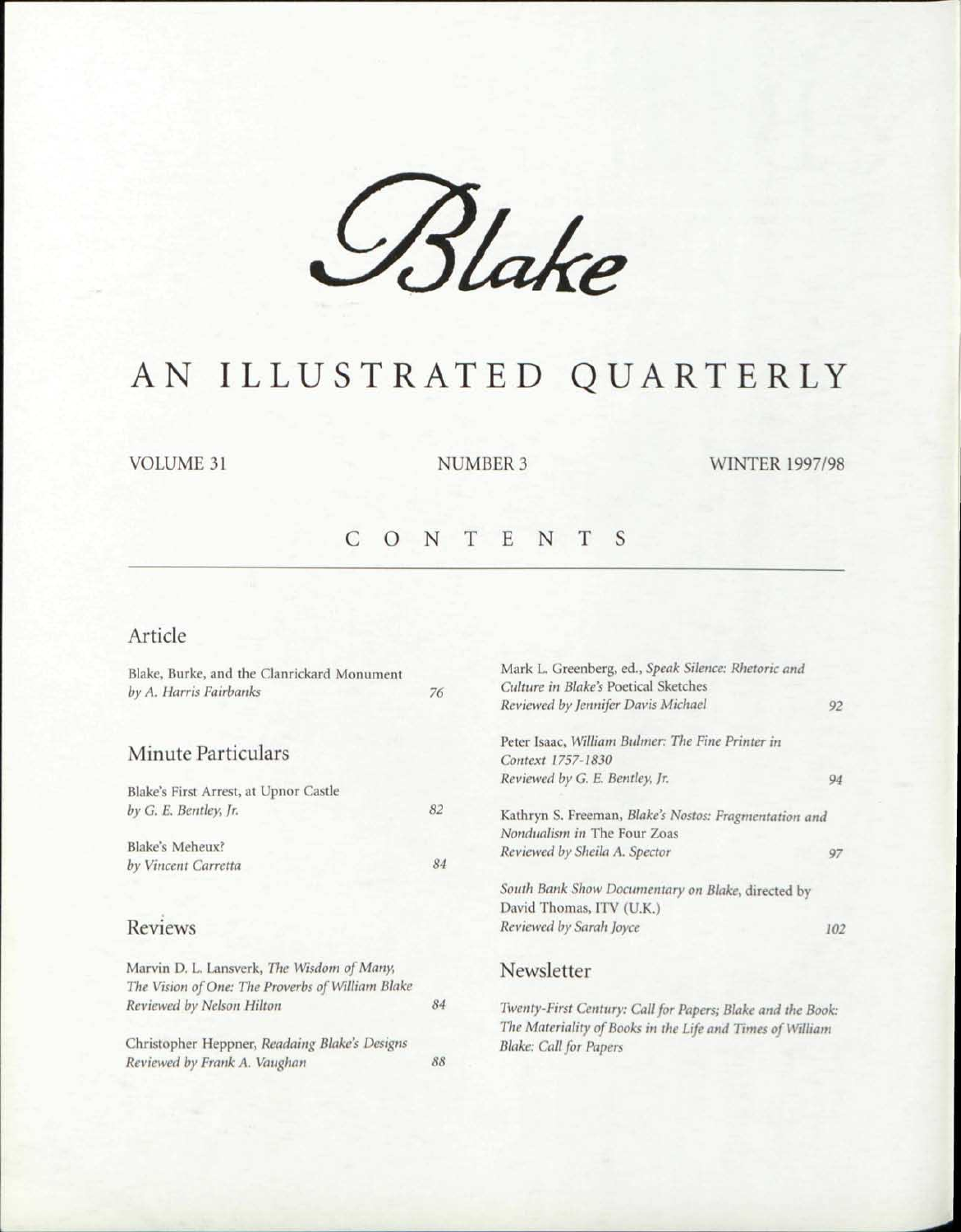# *Blake*

## AN ILLUSTRATED QUARTERLY

VOLUME 31 NUMBER 3 WINTER 1997/98

## CONTENTS

### Article

Blake, Burke, and the Clanrickard Monument
*by A. Harris Fairbanks* 76

### Minute Particulars

Blake's First Arrest, at Upnor Castle
*by G. E. Bentley, Jr.* 82

Blake's Meheux?
*by Vincent Carretta* 84

### Reviews

Marvin D. L. Lansverk, *The Wisdom of Many, The Vision of One: The Proverbs of William Blake*
*Reviewed by Nelson Hilton* 84

Christopher Heppner, *Readaing Blake's Designs*
*Reviewed by Frank A. Vaughan* 88

Mark L. Greenberg, ed., *Speak Silence: Rhetoric and Culture in Blake's* Poetical Sketches
*Reviewed by Jennifer Davis Michael* 92

Peter Isaac, *William Bulmer: The Fine Printer in Context 1757-1830*
*Reviewed by G. E. Bentley, Jr.* 94

Kathryn S. Freeman, *Blake's Nostos: Fragmentation and Nondualism in* The Four Zoas
*Reviewed by Sheila A. Spector* 97

*South Bank Show Documentary on Blake*, directed by David Thomas, ITV (U.K.)
*Reviewed by Sarah Joyce* 102

### Newsletter

*Twenty-First Century: Call for Papers; Blake and the Book: The Materiality of Books in the Life and Times of William Blake: Call for Papers*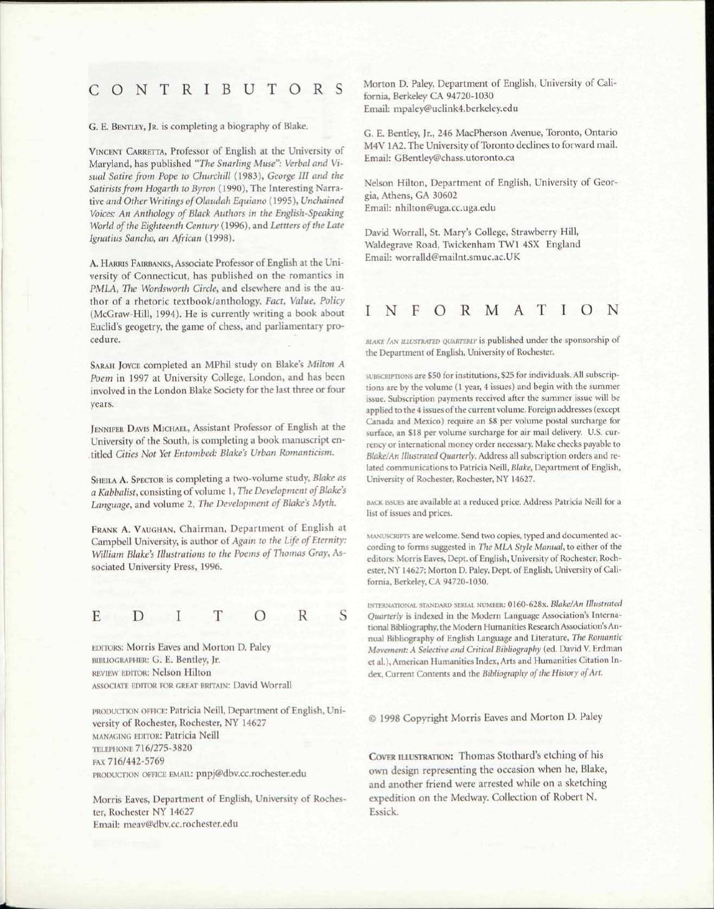# CONTRIBUTORS

G. E. BENTLEY, JR. is completing a biography of Blake.

VINCENT CARRETTA, Professor of English at the University of Maryland, has published *"The Snarling Muse": Verbal and Visual Satire from Pope to Churchill* (1983), *George III and the Satirists from Hogarth to Byron* (1990), The Interesting Narrative *and Other Writings of Olaudah Equiano* (1995), *Unchained Voices: An Anthology of Black Authors in the English-Speaking World of the Eighteenth Century* (1996), and *Lettters of the Late Ignatius Sancho, an African* (1998).

A. HARRIS FAIRBANKS, Associate Professor of English at the University of Connecticut, has published on the romantics in *PMLA*, *The Wordsworth Circle*, and elsewhere and is the author of a rhetoric textbook/anthology, *Fact, Value, Policy* (McGraw-Hill, 1994). He is currently writing a book about Euclid's geogetry, the game of chess, and parliamentary procedure.

SARAH JOYCE completed an MPhil study on Blake's *Milton A Poem* in 1997 at University College, London, and has been involved in the London Blake Society for the last three or four years.

JENNIFER DAVIS MICHAEL, Assistant Professor of English at the University of the South, is completing a book manuscript entitled *Cities Not Yet Entombed: Blake's Urban Romanticism*.

SHEILA A. SPECTOR is completing a two-volume study, *Blake as a Kabbalist*, consisting of volume 1, *The Development of Blake's Language*, and volume 2, *The Development of Blake's Myth*.

FRANK A. VAUGHAN, Chairman, Department of English at Campbell University, is author of *Again to the Life of Eternity: William Blake's Illustrations to the Poems of Thomas Gray*, Associated University Press, 1996.

# EDITORS

EDITORS: Morris Eaves and Morton D. Paley
BIBLIOGRAPHER: G. E. Bentley, Jr.
REVIEW EDITOR: Nelson Hilton
ASSOCIATE EDITOR FOR GREAT BRITAIN: David Worrall

PRODUCTION OFFICE: Patricia Neill, Department of English, University of Rochester, Rochester, NY 14627
MANAGING EDITOR: Patricia Neill
TELEPHONE 716/275-3820
FAX 716/442-5769
PRODUCTION OFFICE EMAIL: pnpj@dbv.cc.rochester.edu

Morris Eaves, Department of English, University of Rochester, Rochester NY 14627
Email: meav@dbv.cc.rochester.edu

Morton D. Paley, Department of English, University of California, Berkeley CA 94720-1030
Email: mpaley@uclink4.berkeley.edu

G. E. Bentley, Jr., 246 MacPherson Avenue, Toronto, Ontario M4V 1A2. The University of Toronto declines to forward mail.
Email: GBentley@chass.utoronto.ca

Nelson Hilton, Department of English, University of Georgia, Athens, GA 30602
Email: nhilton@uga.cc.uga.edu

David Worrall, St. Mary's College, Strawberry Hill, Waldegrave Road, Twickenham TW1 4SX England
Email: worralld@mailnt.smuc.ac.UK

# INFORMATION

*BLAKE / AN ILLUSTRATED QUARTERLY* is published under the sponsorship of the Department of English, University of Rochester.

SUBSCRIPTIONS are $50 for institutions, $25 for individuals. All subscriptions are by the volume (1 year, 4 issues) and begin with the summer issue. Subscription payments received after the summer issue will be applied to the 4 issues of the current volume. Foreign addresses (except Canada and Mexico) require an $8 per volume postal surcharge for surface, an $18 per volume surcharge for air mail delivery. U.S. currency or international money order necessary. Make checks payable to *Blake/An Illustrated Quarterly*. Address all subscription orders and related communications to Patricia Neill, *Blake*, Department of English, University of Rochester, Rochester, NY 14627.

BACK ISSUES are available at a reduced price. Address Patricia Neill for a list of issues and prices.

MANUSCRIPTS are welcome. Send two copies, typed and documented according to forms suggested in *The MLA Style Manual*, to either of the editors: Morris Eaves, Dept. of English, University of Rochester, Rochester, NY 14627; Morton D. Paley, Dept. of English, University of California, Berkeley, CA 94720-1030.

INTERNATIONAL STANDARD SERIAL NUMBER: 0160-628x. *Blake/An Illustrated Quarterly* is indexed in the Modern Language Association's International Bibliography, the Modern Humanities Research Association's Annual Bibliography of English Language and Literature, *The Romantic Movement: A Selective and Critical Bibliography* (ed. David V. Erdman et al.), American Humanities Index, Arts and Humanities Citation Index, Current Contents and the *Bibliography of the History of Art*.

© 1998 Copyright Morris Eaves and Morton D. Paley

COVER ILLUSTRATION: Thomas Stothard's etching of his own design representing the occasion when he, Blake, and another friend were arrested while on a sketching expedition on the Medway. Collection of Robert N. Essick.